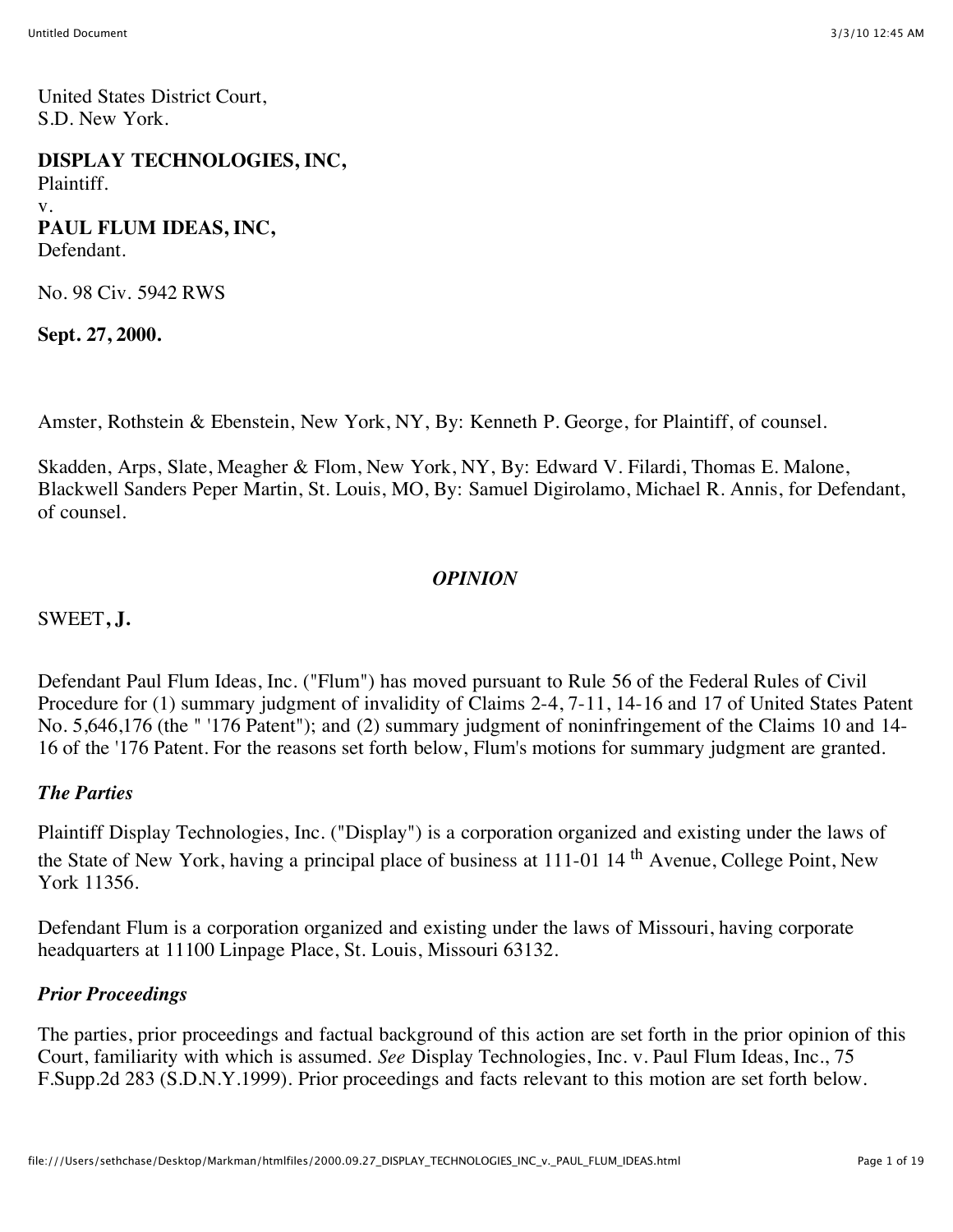United States District Court,
S.D. New York.

**DISPLAY TECHNOLOGIES, INC,**
Plaintiff.
v.
**PAUL FLUM IDEAS, INC,**
Defendant.

No. 98 Civ. 5942 RWS

**Sept. 27, 2000.**

Amster, Rothstein & Ebenstein, New York, NY, By: Kenneth P. George, for Plaintiff, of counsel.

Skadden, Arps, Slate, Meagher & Flom, New York, NY, By: Edward V. Filardi, Thomas E. Malone, Blackwell Sanders Peper Martin, St. Louis, MO, By: Samuel Digirolamo, Michael R. Annis, for Defendant, of counsel.

*OPINION*

SWEET**, J.**

Defendant Paul Flum Ideas, Inc. ("Flum") has moved pursuant to Rule 56 of the Federal Rules of Civil Procedure for (1) summary judgment of invalidity of Claims 2-4, 7-11, 14-16 and 17 of United States Patent No. 5,646,176 (the " '176 Patent"); and (2) summary judgment of noninfringement of the Claims 10 and 14-16 of the '176 Patent. For the reasons set forth below, Flum's motions for summary judgment are granted.

### *The Parties*

Plaintiff Display Technologies, Inc. ("Display") is a corporation organized and existing under the laws of the State of New York, having a principal place of business at 111-01 14th Avenue, College Point, New York 11356.

Defendant Flum is a corporation organized and existing under the laws of Missouri, having corporate headquarters at 11100 Linpage Place, St. Louis, Missouri 63132.

### *Prior Proceedings*

The parties, prior proceedings and factual background of this action are set forth in the prior opinion of this Court, familiarity with which is assumed. *See* Display Technologies, Inc. v. Paul Flum Ideas, Inc., 75 F.Supp.2d 283 (S.D.N.Y.1999). Prior proceedings and facts relevant to this motion are set forth below.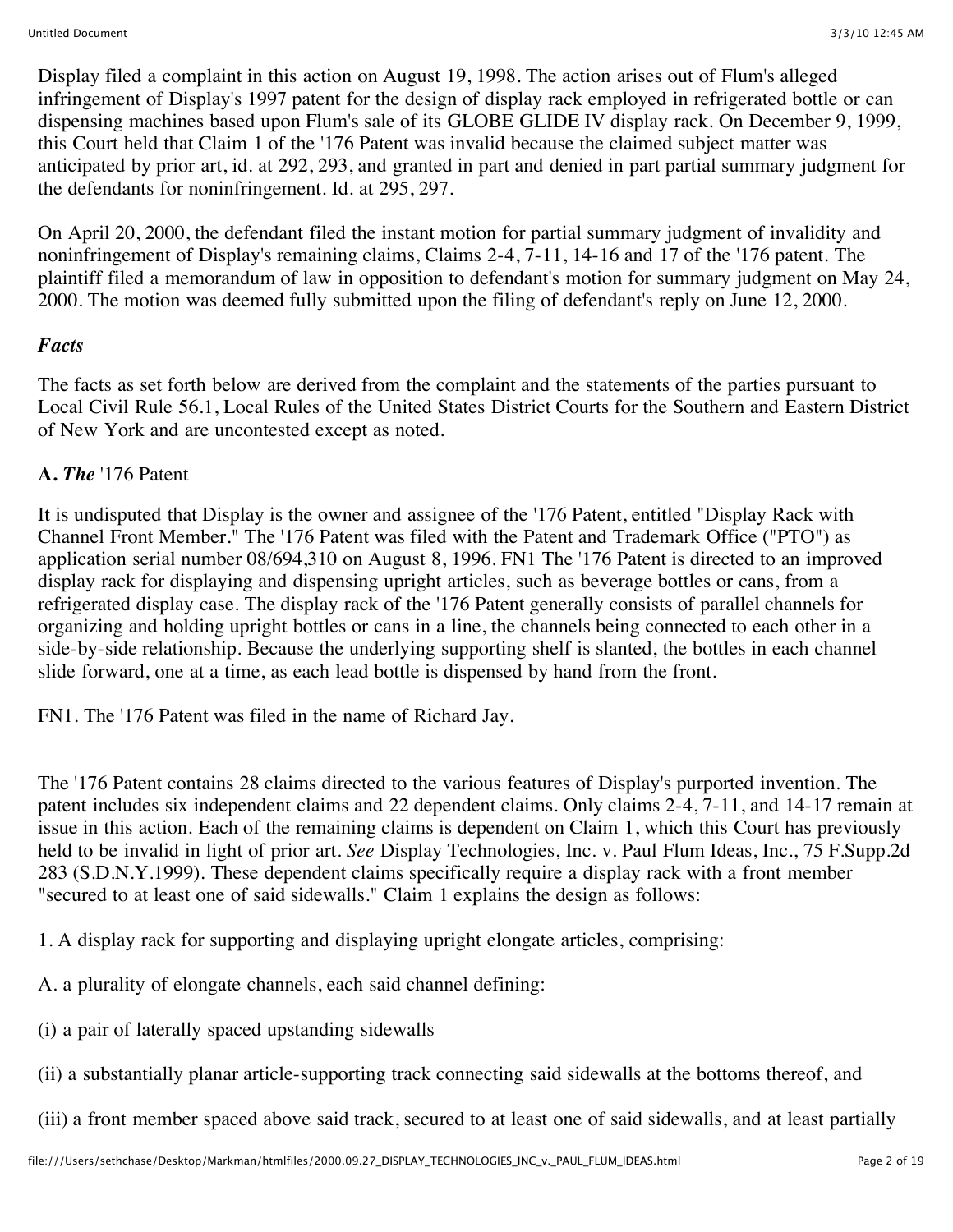Display filed a complaint in this action on August 19, 1998. The action arises out of Flum's alleged infringement of Display's 1997 patent for the design of display rack employed in refrigerated bottle or can dispensing machines based upon Flum's sale of its GLOBE GLIDE IV display rack. On December 9, 1999, this Court held that Claim 1 of the '176 Patent was invalid because the claimed subject matter was anticipated by prior art, id. at 292, 293, and granted in part and denied in part partial summary judgment for the defendants for noninfringement. Id. at 295, 297.

On April 20, 2000, the defendant filed the instant motion for partial summary judgment of invalidity and noninfringement of Display's remaining claims, Claims 2-4, 7-11, 14-16 and 17 of the '176 patent. The plaintiff filed a memorandum of law in opposition to defendant's motion for summary judgment on May 24, 2000. The motion was deemed fully submitted upon the filing of defendant's reply on June 12, 2000.

### *Facts*

The facts as set forth below are derived from the complaint and the statements of the parties pursuant to Local Civil Rule 56.1, Local Rules of the United States District Courts for the Southern and Eastern District of New York and are uncontested except as noted.

**A. *The*** '176 Patent

It is undisputed that Display is the owner and assignee of the '176 Patent, entitled "Display Rack with Channel Front Member." The '176 Patent was filed with the Patent and Trademark Office ("PTO") as application serial number 08/694,310 on August 8, 1996. FN1 The '176 Patent is directed to an improved display rack for displaying and dispensing upright articles, such as beverage bottles or cans, from a refrigerated display case. The display rack of the '176 Patent generally consists of parallel channels for organizing and holding upright bottles or cans in a line, the channels being connected to each other in a side-by-side relationship. Because the underlying supporting shelf is slanted, the bottles in each channel slide forward, one at a time, as each lead bottle is dispensed by hand from the front.

FN1. The '176 Patent was filed in the name of Richard Jay.

The '176 Patent contains 28 claims directed to the various features of Display's purported invention. The patent includes six independent claims and 22 dependent claims. Only claims 2-4, 7-11, and 14-17 remain at issue in this action. Each of the remaining claims is dependent on Claim 1, which this Court has previously held to be invalid in light of prior art. *See* Display Technologies, Inc. v. Paul Flum Ideas, Inc., 75 F.Supp.2d 283 (S.D.N.Y.1999). These dependent claims specifically require a display rack with a front member "secured to at least one of said sidewalls." Claim 1 explains the design as follows:

1. A display rack for supporting and displaying upright elongate articles, comprising:

A. a plurality of elongate channels, each said channel defining:

(i) a pair of laterally spaced upstanding sidewalls

(ii) a substantially planar article-supporting track connecting said sidewalls at the bottoms thereof, and

(iii) a front member spaced above said track, secured to at least one of said sidewalls, and at least partially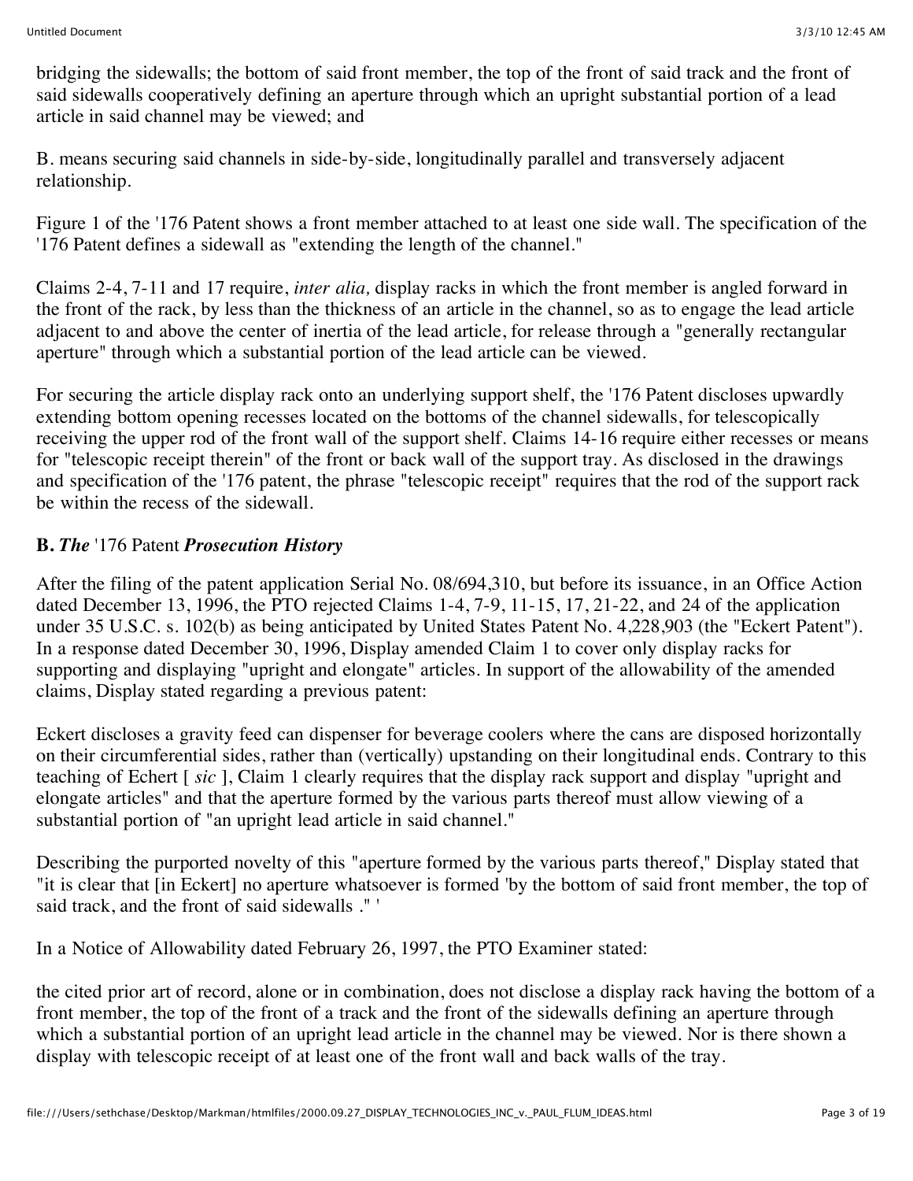bridging the sidewalls; the bottom of said front member, the top of the front of said track and the front of said sidewalls cooperatively defining an aperture through which an upright substantial portion of a lead article in said channel may be viewed; and

B. means securing said channels in side-by-side, longitudinally parallel and transversely adjacent relationship.

Figure 1 of the '176 Patent shows a front member attached to at least one side wall. The specification of the '176 Patent defines a sidewall as "extending the length of the channel."

Claims 2-4, 7-11 and 17 require, *inter alia,* display racks in which the front member is angled forward in the front of the rack, by less than the thickness of an article in the channel, so as to engage the lead article adjacent to and above the center of inertia of the lead article, for release through a "generally rectangular aperture" through which a substantial portion of the lead article can be viewed.

For securing the article display rack onto an underlying support shelf, the '176 Patent discloses upwardly extending bottom opening recesses located on the bottoms of the channel sidewalls, for telescopically receiving the upper rod of the front wall of the support shelf. Claims 14-16 require either recesses or means for "telescopic receipt therein" of the front or back wall of the support tray. As disclosed in the drawings and specification of the '176 patent, the phrase "telescopic receipt" requires that the rod of the support rack be within the recess of the sidewall.

**B.** ***The*** **'176 Patent** ***Prosecution History***

After the filing of the patent application Serial No. 08/694,310, but before its issuance, in an Office Action dated December 13, 1996, the PTO rejected Claims 1-4, 7-9, 11-15, 17, 21-22, and 24 of the application under 35 U.S.C. s. 102(b) as being anticipated by United States Patent No. 4,228,903 (the "Eckert Patent"). In a response dated December 30, 1996, Display amended Claim 1 to cover only display racks for supporting and displaying "upright and elongate" articles. In support of the allowability of the amended claims, Display stated regarding a previous patent:

Eckert discloses a gravity feed can dispenser for beverage coolers where the cans are disposed horizontally on their circumferential sides, rather than (vertically) upstanding on their longitudinal ends. Contrary to this teaching of Echert [ *sic* ], Claim 1 clearly requires that the display rack support and display "upright and elongate articles" and that the aperture formed by the various parts thereof must allow viewing of a substantial portion of "an upright lead article in said channel."

Describing the purported novelty of this "aperture formed by the various parts thereof," Display stated that "it is clear that [in Eckert] no aperture whatsoever is formed 'by the bottom of said front member, the top of said track, and the front of said sidewalls .'' '

In a Notice of Allowability dated February 26, 1997, the PTO Examiner stated:

the cited prior art of record, alone or in combination, does not disclose a display rack having the bottom of a front member, the top of the front of a track and the front of the sidewalls defining an aperture through which a substantial portion of an upright lead article in the channel may be viewed. Nor is there shown a display with telescopic receipt of at least one of the front wall and back walls of the tray.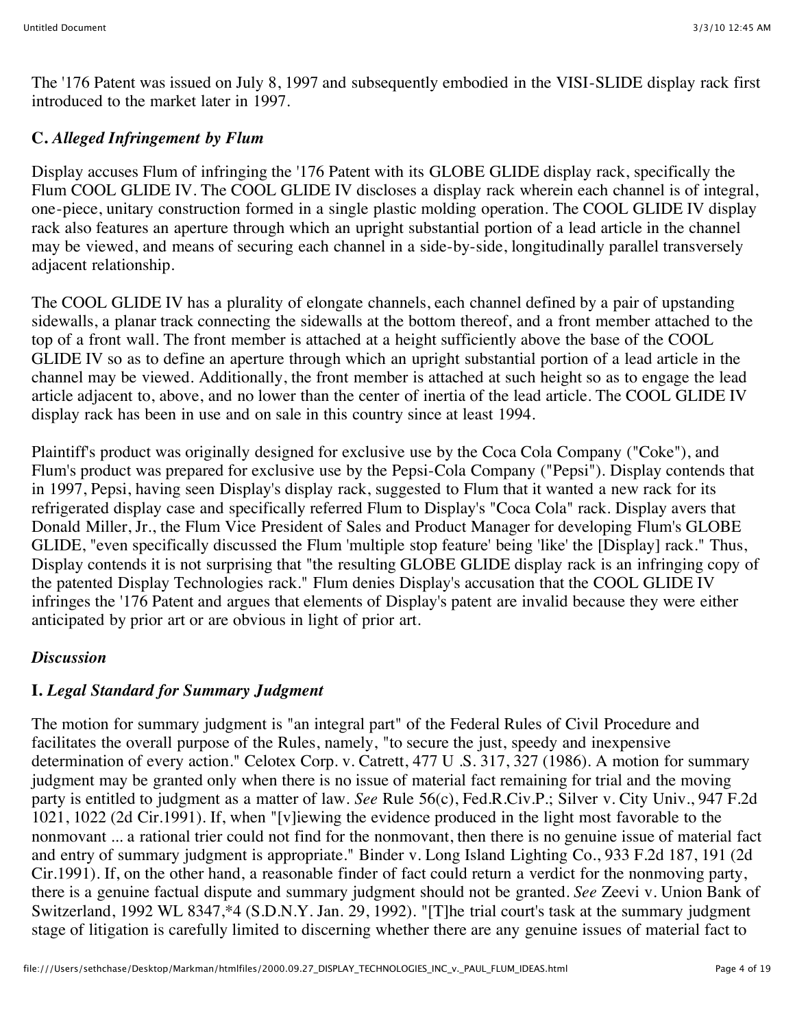The '176 Patent was issued on July 8, 1997 and subsequently embodied in the VISI-SLIDE display rack first introduced to the market later in 1997.

### C. *Alleged Infringement by Flum*

Display accuses Flum of infringing the '176 Patent with its GLOBE GLIDE display rack, specifically the Flum COOL GLIDE IV. The COOL GLIDE IV discloses a display rack wherein each channel is of integral, one-piece, unitary construction formed in a single plastic molding operation. The COOL GLIDE IV display rack also features an aperture through which an upright substantial portion of a lead article in the channel may be viewed, and means of securing each channel in a side-by-side, longitudinally parallel transversely adjacent relationship.

The COOL GLIDE IV has a plurality of elongate channels, each channel defined by a pair of upstanding sidewalls, a planar track connecting the sidewalls at the bottom thereof, and a front member attached to the top of a front wall. The front member is attached at a height sufficiently above the base of the COOL GLIDE IV so as to define an aperture through which an upright substantial portion of a lead article in the channel may be viewed. Additionally, the front member is attached at such height so as to engage the lead article adjacent to, above, and no lower than the center of inertia of the lead article. The COOL GLIDE IV display rack has been in use and on sale in this country since at least 1994.

Plaintiff's product was originally designed for exclusive use by the Coca Cola Company ("Coke"), and Flum's product was prepared for exclusive use by the Pepsi-Cola Company ("Pepsi"). Display contends that in 1997, Pepsi, having seen Display's display rack, suggested to Flum that it wanted a new rack for its refrigerated display case and specifically referred Flum to Display's "Coca Cola" rack. Display avers that Donald Miller, Jr., the Flum Vice President of Sales and Product Manager for developing Flum's GLOBE GLIDE, "even specifically discussed the Flum 'multiple stop feature' being 'like' the [Display] rack." Thus, Display contends it is not surprising that "the resulting GLOBE GLIDE display rack is an infringing copy of the patented Display Technologies rack." Flum denies Display's accusation that the COOL GLIDE IV infringes the '176 Patent and argues that elements of Display's patent are invalid because they were either anticipated by prior art or are obvious in light of prior art.

## *Discussion*

### I. *Legal Standard for Summary Judgment*

The motion for summary judgment is "an integral part" of the Federal Rules of Civil Procedure and facilitates the overall purpose of the Rules, namely, "to secure the just, speedy and inexpensive determination of every action." Celotex Corp. v. Catrett, 477 U .S. 317, 327 (1986). A motion for summary judgment may be granted only when there is no issue of material fact remaining for trial and the moving party is entitled to judgment as a matter of law. *See* Rule 56(c), Fed.R.Civ.P.; Silver v. City Univ., 947 F.2d 1021, 1022 (2d Cir.1991). If, when "[v]iewing the evidence produced in the light most favorable to the nonmovant ... a rational trier could not find for the nonmovant, then there is no genuine issue of material fact and entry of summary judgment is appropriate." Binder v. Long Island Lighting Co., 933 F.2d 187, 191 (2d Cir.1991). If, on the other hand, a reasonable finder of fact could return a verdict for the nonmoving party, there is a genuine factual dispute and summary judgment should not be granted. *See* Zeevi v. Union Bank of Switzerland, 1992 WL 8347,*4 (S.D.N.Y. Jan. 29, 1992). "[T]he trial court's task at the summary judgment stage of litigation is carefully limited to discerning whether there are any genuine issues of material fact to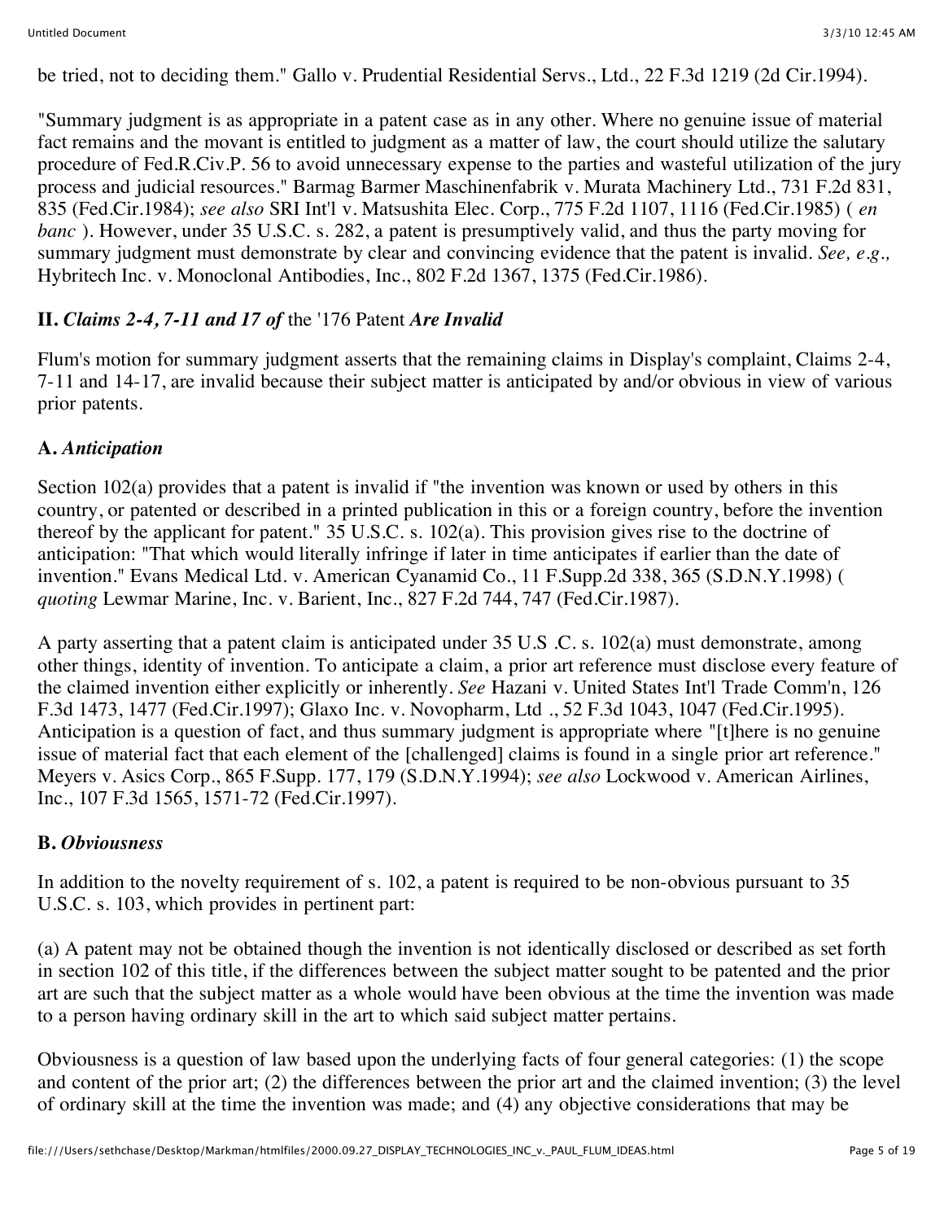be tried, not to deciding them." Gallo v. Prudential Residential Servs., Ltd., 22 F.3d 1219 (2d Cir.1994).

"Summary judgment is as appropriate in a patent case as in any other. Where no genuine issue of material fact remains and the movant is entitled to judgment as a matter of law, the court should utilize the salutary procedure of Fed.R.Civ.P. 56 to avoid unnecessary expense to the parties and wasteful utilization of the jury process and judicial resources." Barmag Barmer Maschinenfabrik v. Murata Machinery Ltd., 731 F.2d 831, 835 (Fed.Cir.1984); *see also* SRI Int'l v. Matsushita Elec. Corp., 775 F.2d 1107, 1116 (Fed.Cir.1985) ( *en banc* ). However, under 35 U.S.C. s. 282, a patent is presumptively valid, and thus the party moving for summary judgment must demonstrate by clear and convincing evidence that the patent is invalid. *See, e.g.,* Hybritech Inc. v. Monoclonal Antibodies, Inc., 802 F.2d 1367, 1375 (Fed.Cir.1986).

## II. *Claims 2-4, 7-11 and 17 of* the '176 Patent *Are Invalid*

Flum's motion for summary judgment asserts that the remaining claims in Display's complaint, Claims 2-4, 7-11 and 14-17, are invalid because their subject matter is anticipated by and/or obvious in view of various prior patents.

### A. *Anticipation*

Section 102(a) provides that a patent is invalid if "the invention was known or used by others in this country, or patented or described in a printed publication in this or a foreign country, before the invention thereof by the applicant for patent." 35 U.S.C. s. 102(a). This provision gives rise to the doctrine of anticipation: "That which would literally infringe if later in time anticipates if earlier than the date of invention." Evans Medical Ltd. v. American Cyanamid Co., 11 F.Supp.2d 338, 365 (S.D.N.Y.1998) ( *quoting* Lewmar Marine, Inc. v. Barient, Inc., 827 F.2d 744, 747 (Fed.Cir.1987).

A party asserting that a patent claim is anticipated under 35 U.S .C. s. 102(a) must demonstrate, among other things, identity of invention. To anticipate a claim, a prior art reference must disclose every feature of the claimed invention either explicitly or inherently. *See* Hazani v. United States Int'l Trade Comm'n, 126 F.3d 1473, 1477 (Fed.Cir.1997); Glaxo Inc. v. Novopharm, Ltd ., 52 F.3d 1043, 1047 (Fed.Cir.1995). Anticipation is a question of fact, and thus summary judgment is appropriate where "[t]here is no genuine issue of material fact that each element of the [challenged] claims is found in a single prior art reference." Meyers v. Asics Corp., 865 F.Supp. 177, 179 (S.D.N.Y.1994); *see also* Lockwood v. American Airlines, Inc., 107 F.3d 1565, 1571-72 (Fed.Cir.1997).

### B. *Obviousness*

In addition to the novelty requirement of s. 102, a patent is required to be non-obvious pursuant to 35 U.S.C. s. 103, which provides in pertinent part:

(a) A patent may not be obtained though the invention is not identically disclosed or described as set forth in section 102 of this title, if the differences between the subject matter sought to be patented and the prior art are such that the subject matter as a whole would have been obvious at the time the invention was made to a person having ordinary skill in the art to which said subject matter pertains.

Obviousness is a question of law based upon the underlying facts of four general categories: (1) the scope and content of the prior art; (2) the differences between the prior art and the claimed invention; (3) the level of ordinary skill at the time the invention was made; and (4) any objective considerations that may be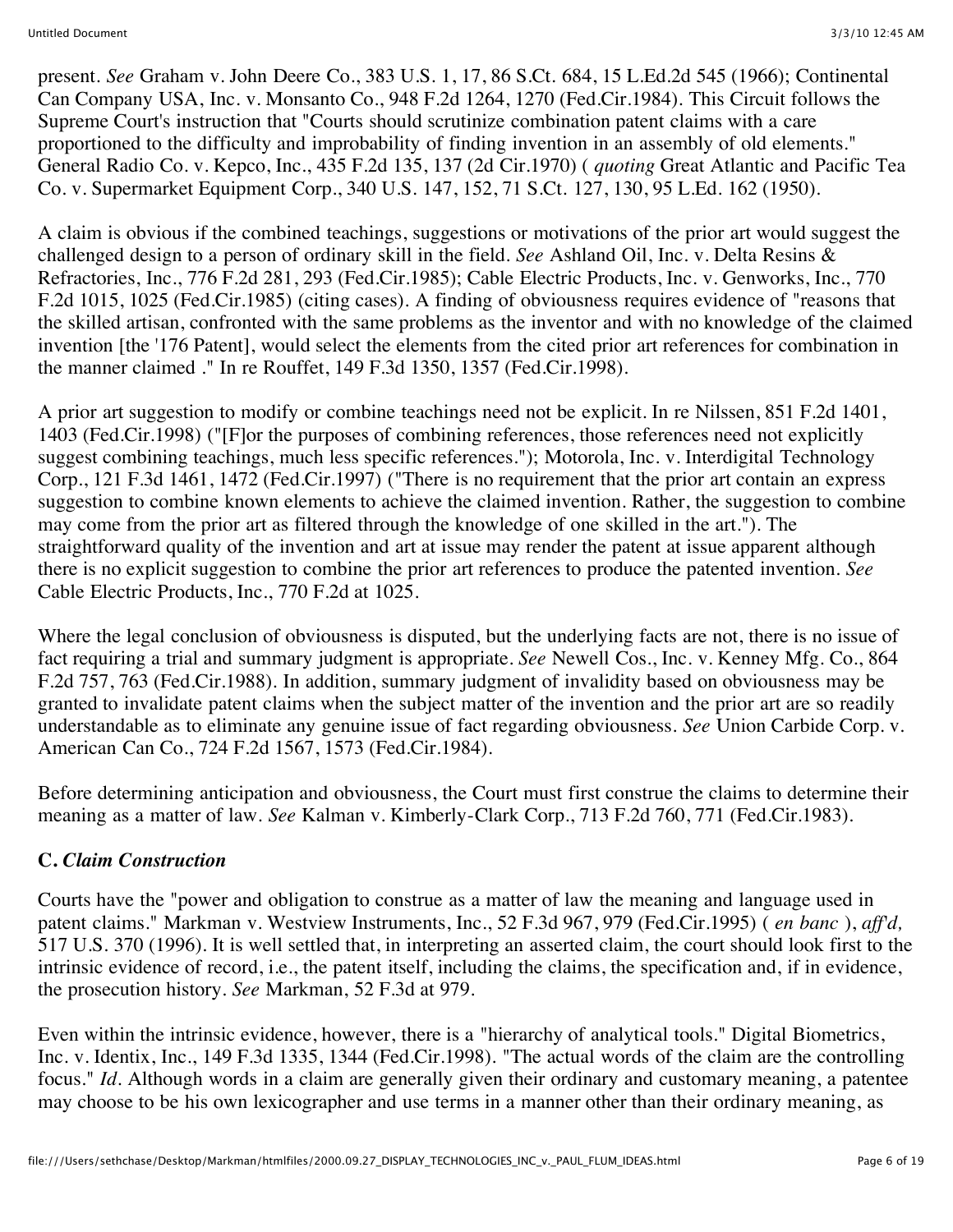present. *See* Graham v. John Deere Co., 383 U.S. 1, 17, 86 S.Ct. 684, 15 L.Ed.2d 545 (1966); Continental Can Company USA, Inc. v. Monsanto Co., 948 F.2d 1264, 1270 (Fed.Cir.1984). This Circuit follows the Supreme Court's instruction that "Courts should scrutinize combination patent claims with a care proportioned to the difficulty and improbability of finding invention in an assembly of old elements." General Radio Co. v. Kepco, Inc., 435 F.2d 135, 137 (2d Cir.1970) ( *quoting* Great Atlantic and Pacific Tea Co. v. Supermarket Equipment Corp., 340 U.S. 147, 152, 71 S.Ct. 127, 130, 95 L.Ed. 162 (1950).

A claim is obvious if the combined teachings, suggestions or motivations of the prior art would suggest the challenged design to a person of ordinary skill in the field. *See* Ashland Oil, Inc. v. Delta Resins & Refractories, Inc., 776 F.2d 281, 293 (Fed.Cir.1985); Cable Electric Products, Inc. v. Genworks, Inc., 770 F.2d 1015, 1025 (Fed.Cir.1985) (citing cases). A finding of obviousness requires evidence of "reasons that the skilled artisan, confronted with the same problems as the inventor and with no knowledge of the claimed invention [the '176 Patent], would select the elements from the cited prior art references for combination in the manner claimed ." In re Rouffet, 149 F.3d 1350, 1357 (Fed.Cir.1998).

A prior art suggestion to modify or combine teachings need not be explicit. In re Nilssen, 851 F.2d 1401, 1403 (Fed.Cir.1998) ("[F]or the purposes of combining references, those references need not explicitly suggest combining teachings, much less specific references."); Motorola, Inc. v. Interdigital Technology Corp., 121 F.3d 1461, 1472 (Fed.Cir.1997) ("There is no requirement that the prior art contain an express suggestion to combine known elements to achieve the claimed invention. Rather, the suggestion to combine may come from the prior art as filtered through the knowledge of one skilled in the art."). The straightforward quality of the invention and art at issue may render the patent at issue apparent although there is no explicit suggestion to combine the prior art references to produce the patented invention. *See* Cable Electric Products, Inc., 770 F.2d at 1025.

Where the legal conclusion of obviousness is disputed, but the underlying facts are not, there is no issue of fact requiring a trial and summary judgment is appropriate. *See* Newell Cos., Inc. v. Kenney Mfg. Co., 864 F.2d 757, 763 (Fed.Cir.1988). In addition, summary judgment of invalidity based on obviousness may be granted to invalidate patent claims when the subject matter of the invention and the prior art are so readily understandable as to eliminate any genuine issue of fact regarding obviousness. *See* Union Carbide Corp. v. American Can Co., 724 F.2d 1567, 1573 (Fed.Cir.1984).

Before determining anticipation and obviousness, the Court must first construe the claims to determine their meaning as a matter of law. *See* Kalman v. Kimberly-Clark Corp., 713 F.2d 760, 771 (Fed.Cir.1983).

### C. *Claim Construction*

Courts have the "power and obligation to construe as a matter of law the meaning and language used in patent claims." Markman v. Westview Instruments, Inc., 52 F.3d 967, 979 (Fed.Cir.1995) ( *en banc* ), *aff'd,* 517 U.S. 370 (1996). It is well settled that, in interpreting an asserted claim, the court should look first to the intrinsic evidence of record, i.e., the patent itself, including the claims, the specification and, if in evidence, the prosecution history. *See* Markman, 52 F.3d at 979.

Even within the intrinsic evidence, however, there is a "hierarchy of analytical tools." Digital Biometrics, Inc. v. Identix, Inc., 149 F.3d 1335, 1344 (Fed.Cir.1998). "The actual words of the claim are the controlling focus." *Id.* Although words in a claim are generally given their ordinary and customary meaning, a patentee may choose to be his own lexicographer and use terms in a manner other than their ordinary meaning, as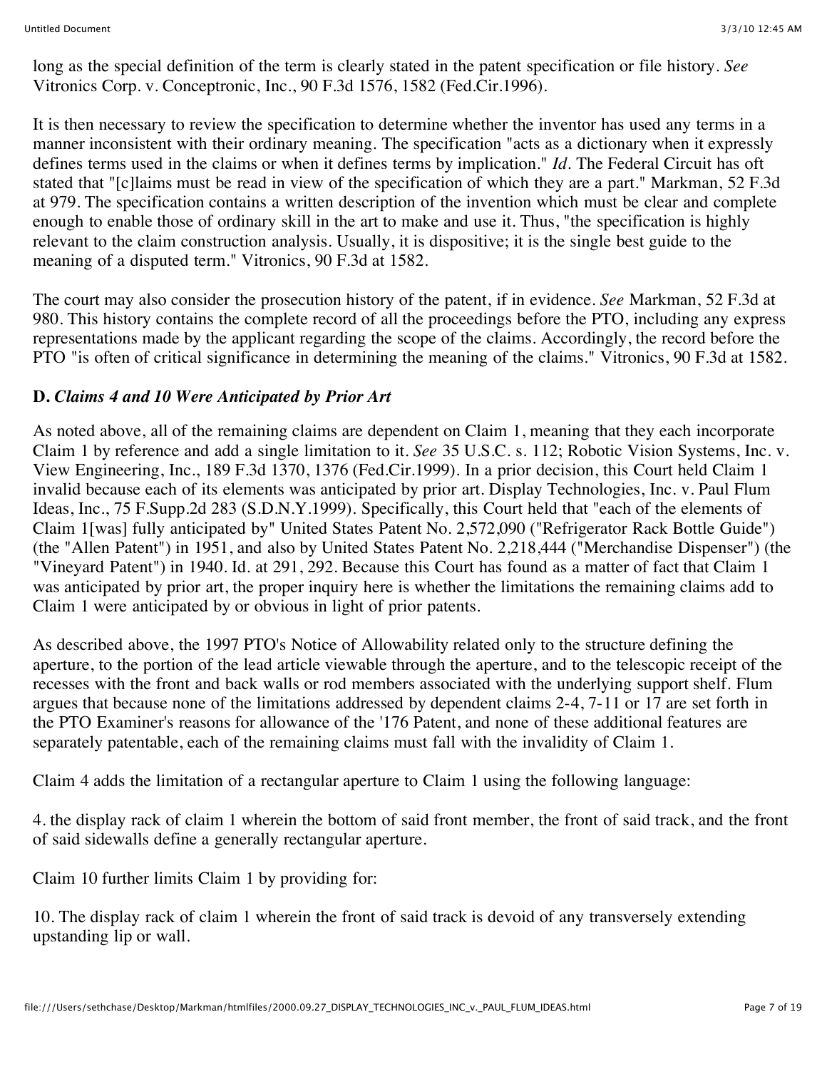long as the special definition of the term is clearly stated in the patent specification or file history. *See* Vitronics Corp. v. Conceptronic, Inc., 90 F.3d 1576, 1582 (Fed.Cir.1996).

It is then necessary to review the specification to determine whether the inventor has used any terms in a manner inconsistent with their ordinary meaning. The specification "acts as a dictionary when it expressly defines terms used in the claims or when it defines terms by implication." *Id*. The Federal Circuit has oft stated that "[c]laims must be read in view of the specification of which they are a part." Markman, 52 F.3d at 979. The specification contains a written description of the invention which must be clear and complete enough to enable those of ordinary skill in the art to make and use it. Thus, "the specification is highly relevant to the claim construction analysis. Usually, it is dispositive; it is the single best guide to the meaning of a disputed term." Vitronics, 90 F.3d at 1582.

The court may also consider the prosecution history of the patent, if in evidence. *See* Markman, 52 F.3d at 980. This history contains the complete record of all the proceedings before the PTO, including any express representations made by the applicant regarding the scope of the claims. Accordingly, the record before the PTO "is often of critical significance in determining the meaning of the claims." Vitronics, 90 F.3d at 1582.

**D.** ***Claims 4 and 10 Were Anticipated by Prior Art***

As noted above, all of the remaining claims are dependent on Claim 1, meaning that they each incorporate Claim 1 by reference and add a single limitation to it. *See* 35 U.S.C. s. 112; Robotic Vision Systems, Inc. v. View Engineering, Inc., 189 F.3d 1370, 1376 (Fed.Cir.1999). In a prior decision, this Court held Claim 1 invalid because each of its elements was anticipated by prior art. Display Technologies, Inc. v. Paul Flum Ideas, Inc., 75 F.Supp.2d 283 (S.D.N.Y.1999). Specifically, this Court held that "each of the elements of Claim 1[was] fully anticipated by" United States Patent No. 2,572,090 ("Refrigerator Rack Bottle Guide") (the "Allen Patent") in 1951, and also by United States Patent No. 2,218,444 ("Merchandise Dispenser") (the "Vineyard Patent") in 1940. Id. at 291, 292. Because this Court has found as a matter of fact that Claim 1 was anticipated by prior art, the proper inquiry here is whether the limitations the remaining claims add to Claim 1 were anticipated by or obvious in light of prior patents.

As described above, the 1997 PTO's Notice of Allowability related only to the structure defining the aperture, to the portion of the lead article viewable through the aperture, and to the telescopic receipt of the recesses with the front and back walls or rod members associated with the underlying support shelf. Flum argues that because none of the limitations addressed by dependent claims 2-4, 7-11 or 17 are set forth in the PTO Examiner's reasons for allowance of the '176 Patent, and none of these additional features are separately patentable, each of the remaining claims must fall with the invalidity of Claim 1.

Claim 4 adds the limitation of a rectangular aperture to Claim 1 using the following language:

4. the display rack of claim 1 wherein the bottom of said front member, the front of said track, and the front of said sidewalls define a generally rectangular aperture.

Claim 10 further limits Claim 1 by providing for:

10. The display rack of claim 1 wherein the front of said track is devoid of any transversely extending upstanding lip or wall.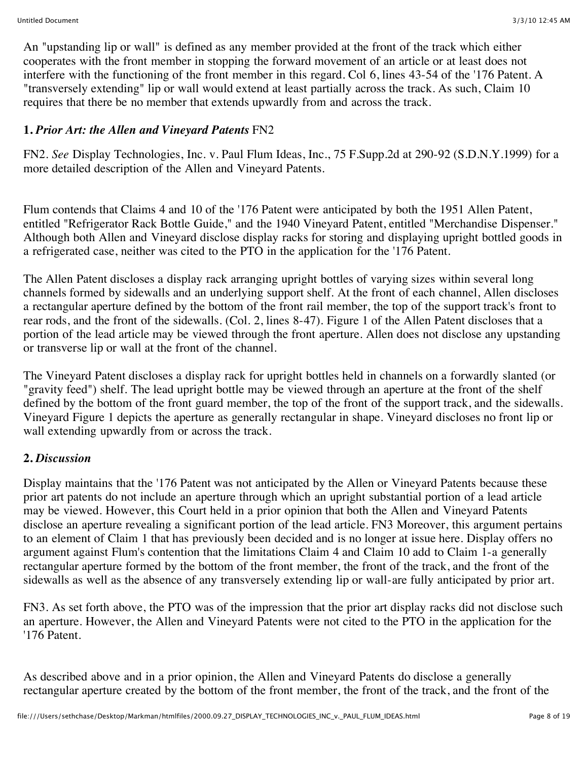An "upstanding lip or wall" is defined as any member provided at the front of the track which either cooperates with the front member in stopping the forward movement of an article or at least does not interfere with the functioning of the front member in this regard. Col 6, lines 43-54 of the '176 Patent. A "transversely extending" lip or wall would extend at least partially across the track. As such, Claim 10 requires that there be no member that extends upwardly from and across the track.

**1.** ***Prior Art: the Allen and Vineyard Patents*** FN2

FN2. *See* Display Technologies, Inc. v. Paul Flum Ideas, Inc., 75 F.Supp.2d at 290-92 (S.D.N.Y.1999) for a more detailed description of the Allen and Vineyard Patents.

Flum contends that Claims 4 and 10 of the '176 Patent were anticipated by both the 1951 Allen Patent, entitled "Refrigerator Rack Bottle Guide," and the 1940 Vineyard Patent, entitled "Merchandise Dispenser." Although both Allen and Vineyard disclose display racks for storing and displaying upright bottled goods in a refrigerated case, neither was cited to the PTO in the application for the '176 Patent.

The Allen Patent discloses a display rack arranging upright bottles of varying sizes within several long channels formed by sidewalls and an underlying support shelf. At the front of each channel, Allen discloses a rectangular aperture defined by the bottom of the front rail member, the top of the support track's front to rear rods, and the front of the sidewalls. (Col. 2, lines 8-47). Figure 1 of the Allen Patent discloses that a portion of the lead article may be viewed through the front aperture. Allen does not disclose any upstanding or transverse lip or wall at the front of the channel.

The Vineyard Patent discloses a display rack for upright bottles held in channels on a forwardly slanted (or "gravity feed") shelf. The lead upright bottle may be viewed through an aperture at the front of the shelf defined by the bottom of the front guard member, the top of the front of the support track, and the sidewalls. Vineyard Figure 1 depicts the aperture as generally rectangular in shape. Vineyard discloses no front lip or wall extending upwardly from or across the track.

**2.** ***Discussion***

Display maintains that the '176 Patent was not anticipated by the Allen or Vineyard Patents because these prior art patents do not include an aperture through which an upright substantial portion of a lead article may be viewed. However, this Court held in a prior opinion that both the Allen and Vineyard Patents disclose an aperture revealing a significant portion of the lead article. FN3 Moreover, this argument pertains to an element of Claim 1 that has previously been decided and is no longer at issue here. Display offers no argument against Flum's contention that the limitations Claim 4 and Claim 10 add to Claim 1-a generally rectangular aperture formed by the bottom of the front member, the front of the track, and the front of the sidewalls as well as the absence of any transversely extending lip or wall-are fully anticipated by prior art.

FN3. As set forth above, the PTO was of the impression that the prior art display racks did not disclose such an aperture. However, the Allen and Vineyard Patents were not cited to the PTO in the application for the '176 Patent.

As described above and in a prior opinion, the Allen and Vineyard Patents do disclose a generally rectangular aperture created by the bottom of the front member, the front of the track, and the front of the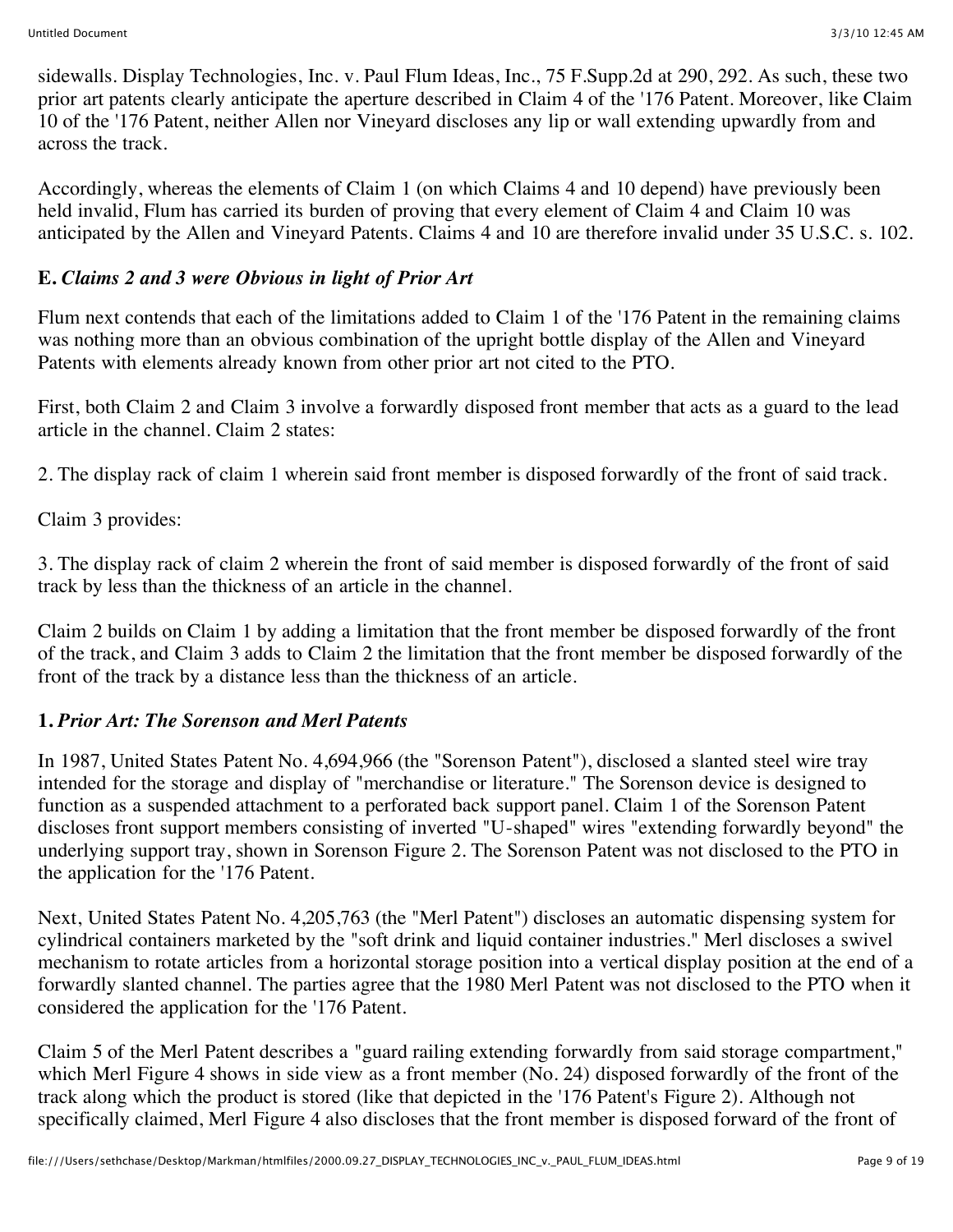sidewalls. Display Technologies, Inc. v. Paul Flum Ideas, Inc., 75 F.Supp.2d at 290, 292. As such, these two prior art patents clearly anticipate the aperture described in Claim 4 of the '176 Patent. Moreover, like Claim 10 of the '176 Patent, neither Allen nor Vineyard discloses any lip or wall extending upwardly from and across the track.

Accordingly, whereas the elements of Claim 1 (on which Claims 4 and 10 depend) have previously been held invalid, Flum has carried its burden of proving that every element of Claim 4 and Claim 10 was anticipated by the Allen and Vineyard Patents. Claims 4 and 10 are therefore invalid under 35 U.S.C. s. 102.

### E. *Claims 2 and 3 were Obvious in light of Prior Art*

Flum next contends that each of the limitations added to Claim 1 of the '176 Patent in the remaining claims was nothing more than an obvious combination of the upright bottle display of the Allen and Vineyard Patents with elements already known from other prior art not cited to the PTO.

First, both Claim 2 and Claim 3 involve a forwardly disposed front member that acts as a guard to the lead article in the channel. Claim 2 states:

2. The display rack of claim 1 wherein said front member is disposed forwardly of the front of said track.

Claim 3 provides:

3. The display rack of claim 2 wherein the front of said member is disposed forwardly of the front of said track by less than the thickness of an article in the channel.

Claim 2 builds on Claim 1 by adding a limitation that the front member be disposed forwardly of the front of the track, and Claim 3 adds to Claim 2 the limitation that the front member be disposed forwardly of the front of the track by a distance less than the thickness of an article.

#### 1. *Prior Art: The Sorenson and Merl Patents*

In 1987, United States Patent No. 4,694,966 (the "Sorenson Patent"), disclosed a slanted steel wire tray intended for the storage and display of "merchandise or literature." The Sorenson device is designed to function as a suspended attachment to a perforated back support panel. Claim 1 of the Sorenson Patent discloses front support members consisting of inverted "U-shaped" wires "extending forwardly beyond" the underlying support tray, shown in Sorenson Figure 2. The Sorenson Patent was not disclosed to the PTO in the application for the '176 Patent.

Next, United States Patent No. 4,205,763 (the "Merl Patent") discloses an automatic dispensing system for cylindrical containers marketed by the "soft drink and liquid container industries." Merl discloses a swivel mechanism to rotate articles from a horizontal storage position into a vertical display position at the end of a forwardly slanted channel. The parties agree that the 1980 Merl Patent was not disclosed to the PTO when it considered the application for the '176 Patent.

Claim 5 of the Merl Patent describes a "guard railing extending forwardly from said storage compartment," which Merl Figure 4 shows in side view as a front member (No. 24) disposed forwardly of the front of the track along which the product is stored (like that depicted in the '176 Patent's Figure 2). Although not specifically claimed, Merl Figure 4 also discloses that the front member is disposed forward of the front of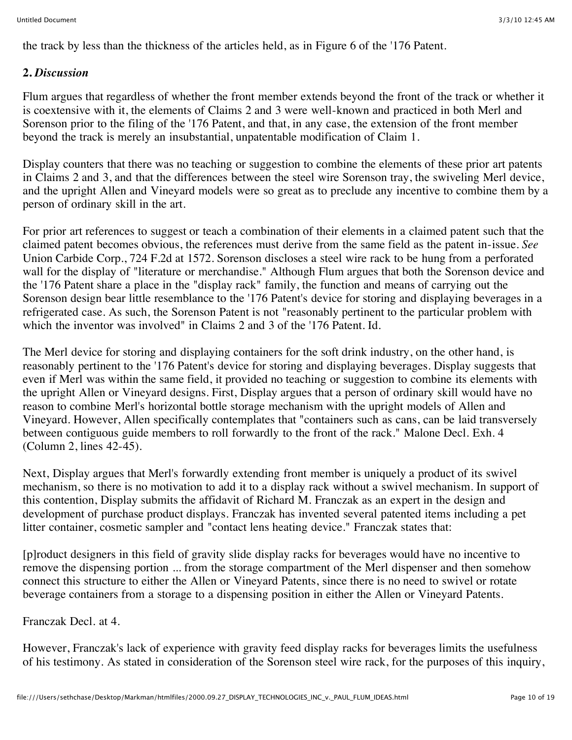the track by less than the thickness of the articles held, as in Figure 6 of the '176 Patent.

**2.** ***Discussion***

Flum argues that regardless of whether the front member extends beyond the front of the track or whether it is coextensive with it, the elements of Claims 2 and 3 were well-known and practiced in both Merl and Sorenson prior to the filing of the '176 Patent, and that, in any case, the extension of the front member beyond the track is merely an insubstantial, unpatentable modification of Claim 1.

Display counters that there was no teaching or suggestion to combine the elements of these prior art patents in Claims 2 and 3, and that the differences between the steel wire Sorenson tray, the swiveling Merl device, and the upright Allen and Vineyard models were so great as to preclude any incentive to combine them by a person of ordinary skill in the art.

For prior art references to suggest or teach a combination of their elements in a claimed patent such that the claimed patent becomes obvious, the references must derive from the same field as the patent in-issue. *See* Union Carbide Corp., 724 F.2d at 1572. Sorenson discloses a steel wire rack to be hung from a perforated wall for the display of "literature or merchandise." Although Flum argues that both the Sorenson device and the '176 Patent share a place in the "display rack" family, the function and means of carrying out the Sorenson design bear little resemblance to the '176 Patent's device for storing and displaying beverages in a refrigerated case. As such, the Sorenson Patent is not "reasonably pertinent to the particular problem with which the inventor was involved" in Claims 2 and 3 of the '176 Patent. Id.

The Merl device for storing and displaying containers for the soft drink industry, on the other hand, is reasonably pertinent to the '176 Patent's device for storing and displaying beverages. Display suggests that even if Merl was within the same field, it provided no teaching or suggestion to combine its elements with the upright Allen or Vineyard designs. First, Display argues that a person of ordinary skill would have no reason to combine Merl's horizontal bottle storage mechanism with the upright models of Allen and Vineyard. However, Allen specifically contemplates that "containers such as cans, can be laid transversely between contiguous guide members to roll forwardly to the front of the rack." Malone Decl. Exh. 4 (Column 2, lines 42-45).

Next, Display argues that Merl's forwardly extending front member is uniquely a product of its swivel mechanism, so there is no motivation to add it to a display rack without a swivel mechanism. In support of this contention, Display submits the affidavit of Richard M. Franczak as an expert in the design and development of purchase product displays. Franczak has invented several patented items including a pet litter container, cosmetic sampler and "contact lens heating device." Franczak states that:

[p]roduct designers in this field of gravity slide display racks for beverages would have no incentive to remove the dispensing portion ... from the storage compartment of the Merl dispenser and then somehow connect this structure to either the Allen or Vineyard Patents, since there is no need to swivel or rotate beverage containers from a storage to a dispensing position in either the Allen or Vineyard Patents.

Franczak Decl. at 4.

However, Franczak's lack of experience with gravity feed display racks for beverages limits the usefulness of his testimony. As stated in consideration of the Sorenson steel wire rack, for the purposes of this inquiry,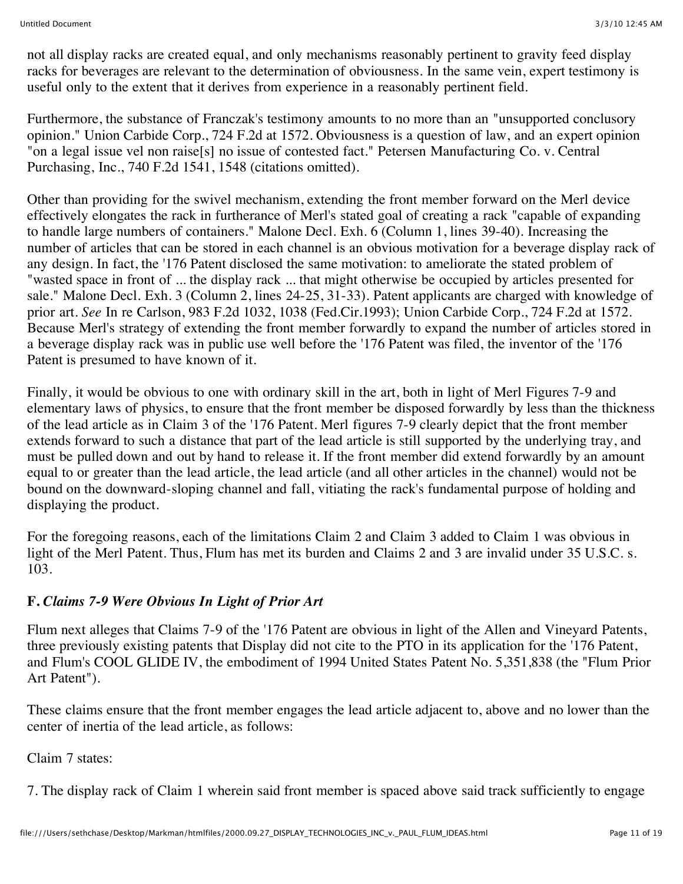not all display racks are created equal, and only mechanisms reasonably pertinent to gravity feed display racks for beverages are relevant to the determination of obviousness. In the same vein, expert testimony is useful only to the extent that it derives from experience in a reasonably pertinent field.

Furthermore, the substance of Franczak's testimony amounts to no more than an "unsupported conclusory opinion." Union Carbide Corp., 724 F.2d at 1572. Obviousness is a question of law, and an expert opinion "on a legal issue vel non raise[s] no issue of contested fact." Petersen Manufacturing Co. v. Central Purchasing, Inc., 740 F.2d 1541, 1548 (citations omitted).

Other than providing for the swivel mechanism, extending the front member forward on the Merl device effectively elongates the rack in furtherance of Merl's stated goal of creating a rack "capable of expanding to handle large numbers of containers." Malone Decl. Exh. 6 (Column 1, lines 39-40). Increasing the number of articles that can be stored in each channel is an obvious motivation for a beverage display rack of any design. In fact, the '176 Patent disclosed the same motivation: to ameliorate the stated problem of "wasted space in front of ... the display rack ... that might otherwise be occupied by articles presented for sale." Malone Decl. Exh. 3 (Column 2, lines 24-25, 31-33). Patent applicants are charged with knowledge of prior art. *See* In re Carlson, 983 F.2d 1032, 1038 (Fed.Cir.1993); Union Carbide Corp., 724 F.2d at 1572. Because Merl's strategy of extending the front member forwardly to expand the number of articles stored in a beverage display rack was in public use well before the '176 Patent was filed, the inventor of the '176 Patent is presumed to have known of it.

Finally, it would be obvious to one with ordinary skill in the art, both in light of Merl Figures 7-9 and elementary laws of physics, to ensure that the front member be disposed forwardly by less than the thickness of the lead article as in Claim 3 of the '176 Patent. Merl figures 7-9 clearly depict that the front member extends forward to such a distance that part of the lead article is still supported by the underlying tray, and must be pulled down and out by hand to release it. If the front member did extend forwardly by an amount equal to or greater than the lead article, the lead article (and all other articles in the channel) would not be bound on the downward-sloping channel and fall, vitiating the rack's fundamental purpose of holding and displaying the product.

For the foregoing reasons, each of the limitations Claim 2 and Claim 3 added to Claim 1 was obvious in light of the Merl Patent. Thus, Flum has met its burden and Claims 2 and 3 are invalid under 35 U.S.C. s. 103.

### F. *Claims 7-9 Were Obvious In Light of Prior Art*

Flum next alleges that Claims 7-9 of the '176 Patent are obvious in light of the Allen and Vineyard Patents, three previously existing patents that Display did not cite to the PTO in its application for the '176 Patent, and Flum's COOL GLIDE IV, the embodiment of 1994 United States Patent No. 5,351,838 (the "Flum Prior Art Patent").

These claims ensure that the front member engages the lead article adjacent to, above and no lower than the center of inertia of the lead article, as follows:

Claim 7 states:

7. The display rack of Claim 1 wherein said front member is spaced above said track sufficiently to engage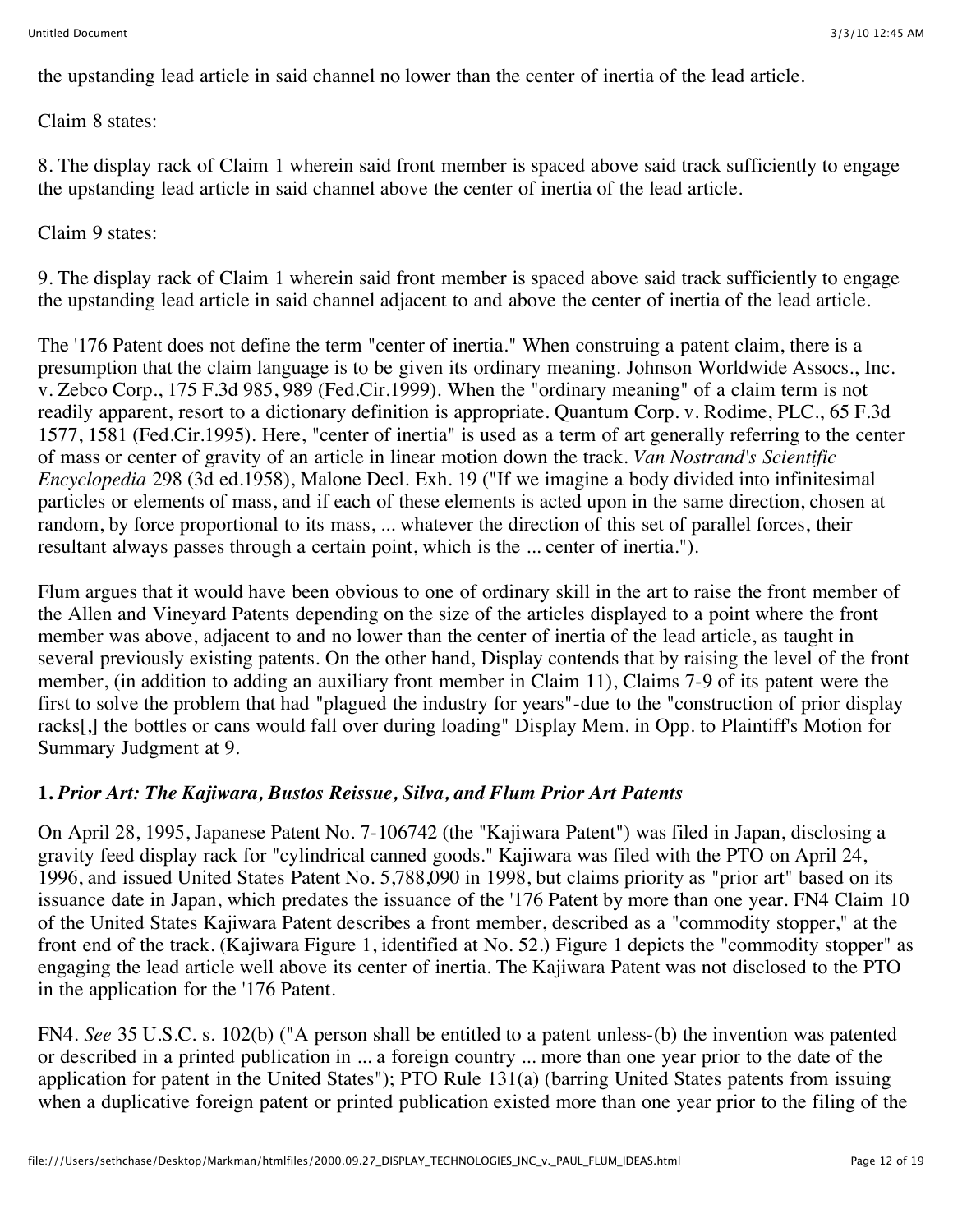the upstanding lead article in said channel no lower than the center of inertia of the lead article.

Claim 8 states:

8. The display rack of Claim 1 wherein said front member is spaced above said track sufficiently to engage the upstanding lead article in said channel above the center of inertia of the lead article.

Claim 9 states:

9. The display rack of Claim 1 wherein said front member is spaced above said track sufficiently to engage the upstanding lead article in said channel adjacent to and above the center of inertia of the lead article.

The '176 Patent does not define the term "center of inertia." When construing a patent claim, there is a presumption that the claim language is to be given its ordinary meaning. Johnson Worldwide Assocs., Inc. v. Zebco Corp., 175 F.3d 985, 989 (Fed.Cir.1999). When the "ordinary meaning" of a claim term is not readily apparent, resort to a dictionary definition is appropriate. Quantum Corp. v. Rodime, PLC., 65 F.3d 1577, 1581 (Fed.Cir.1995). Here, "center of inertia" is used as a term of art generally referring to the center of mass or center of gravity of an article in linear motion down the track. *Van Nostrand's Scientific Encyclopedia* 298 (3d ed.1958), Malone Decl. Exh. 19 ("If we imagine a body divided into infinitesimal particles or elements of mass, and if each of these elements is acted upon in the same direction, chosen at random, by force proportional to its mass, ... whatever the direction of this set of parallel forces, their resultant always passes through a certain point, which is the ... center of inertia.").

Flum argues that it would have been obvious to one of ordinary skill in the art to raise the front member of the Allen and Vineyard Patents depending on the size of the articles displayed to a point where the front member was above, adjacent to and no lower than the center of inertia of the lead article, as taught in several previously existing patents. On the other hand, Display contends that by raising the level of the front member, (in addition to adding an auxiliary front member in Claim 11), Claims 7-9 of its patent were the first to solve the problem that had "plagued the industry for years"-due to the "construction of prior display racks[,] the bottles or cans would fall over during loading" Display Mem. in Opp. to Plaintiff's Motion for Summary Judgment at 9.

### 1. *Prior Art: The Kajiwara, Bustos Reissue, Silva, and Flum Prior Art Patents*

On April 28, 1995, Japanese Patent No. 7-106742 (the "Kajiwara Patent") was filed in Japan, disclosing a gravity feed display rack for "cylindrical canned goods." Kajiwara was filed with the PTO on April 24, 1996, and issued United States Patent No. 5,788,090 in 1998, but claims priority as "prior art" based on its issuance date in Japan, which predates the issuance of the '176 Patent by more than one year. FN4 Claim 10 of the United States Kajiwara Patent describes a front member, described as a "commodity stopper," at the front end of the track. (Kajiwara Figure 1, identified at No. 52.) Figure 1 depicts the "commodity stopper" as engaging the lead article well above its center of inertia. The Kajiwara Patent was not disclosed to the PTO in the application for the '176 Patent.

FN4. *See* 35 U.S.C. s. 102(b) ("A person shall be entitled to a patent unless-(b) the invention was patented or described in a printed publication in ... a foreign country ... more than one year prior to the date of the application for patent in the United States"); PTO Rule 131(a) (barring United States patents from issuing when a duplicative foreign patent or printed publication existed more than one year prior to the filing of the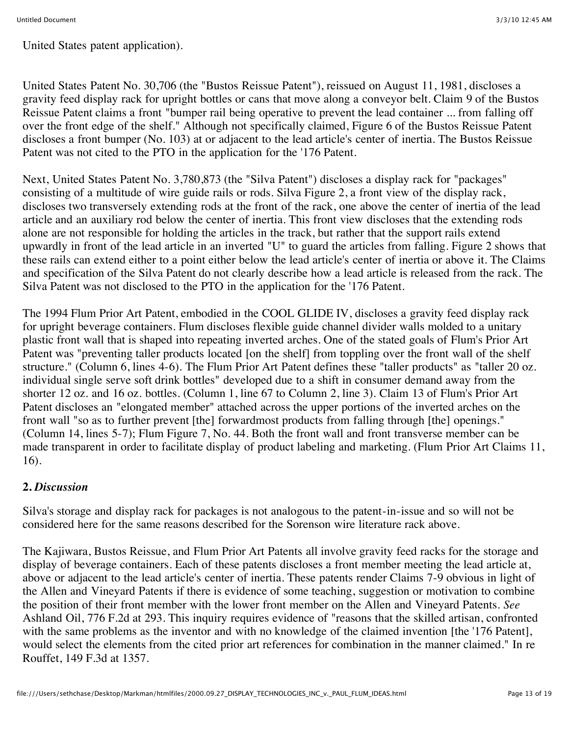United States patent application).

United States Patent No. 30,706 (the "Bustos Reissue Patent"), reissued on August 11, 1981, discloses a gravity feed display rack for upright bottles or cans that move along a conveyor belt. Claim 9 of the Bustos Reissue Patent claims a front "bumper rail being operative to prevent the lead container ... from falling off over the front edge of the shelf." Although not specifically claimed, Figure 6 of the Bustos Reissue Patent discloses a front bumper (No. 103) at or adjacent to the lead article's center of inertia. The Bustos Reissue Patent was not cited to the PTO in the application for the '176 Patent.

Next, United States Patent No. 3,780,873 (the "Silva Patent") discloses a display rack for "packages" consisting of a multitude of wire guide rails or rods. Silva Figure 2, a front view of the display rack, discloses two transversely extending rods at the front of the rack, one above the center of inertia of the lead article and an auxiliary rod below the center of inertia. This front view discloses that the extending rods alone are not responsible for holding the articles in the track, but rather that the support rails extend upwardly in front of the lead article in an inverted "U" to guard the articles from falling. Figure 2 shows that these rails can extend either to a point either below the lead article's center of inertia or above it. The Claims and specification of the Silva Patent do not clearly describe how a lead article is released from the rack. The Silva Patent was not disclosed to the PTO in the application for the '176 Patent.

The 1994 Flum Prior Art Patent, embodied in the COOL GLIDE IV, discloses a gravity feed display rack for upright beverage containers. Flum discloses flexible guide channel divider walls molded to a unitary plastic front wall that is shaped into repeating inverted arches. One of the stated goals of Flum's Prior Art Patent was "preventing taller products located [on the shelf] from toppling over the front wall of the shelf structure." (Column 6, lines 4-6). The Flum Prior Art Patent defines these "taller products" as "taller 20 oz. individual single serve soft drink bottles" developed due to a shift in consumer demand away from the shorter 12 oz. and 16 oz. bottles. (Column 1, line 67 to Column 2, line 3). Claim 13 of Flum's Prior Art Patent discloses an "elongated member" attached across the upper portions of the inverted arches on the front wall "so as to further prevent [the] forwardmost products from falling through [the] openings." (Column 14, lines 5-7); Flum Figure 7, No. 44. Both the front wall and front transverse member can be made transparent in order to facilitate display of product labeling and marketing. (Flum Prior Art Claims 11, 16).

**2.** ***Discussion***

Silva's storage and display rack for packages is not analogous to the patent-in-issue and so will not be considered here for the same reasons described for the Sorenson wire literature rack above.

The Kajiwara, Bustos Reissue, and Flum Prior Art Patents all involve gravity feed racks for the storage and display of beverage containers. Each of these patents discloses a front member meeting the lead article at, above or adjacent to the lead article's center of inertia. These patents render Claims 7-9 obvious in light of the Allen and Vineyard Patents if there is evidence of some teaching, suggestion or motivation to combine the position of their front member with the lower front member on the Allen and Vineyard Patents. *See* Ashland Oil, 776 F.2d at 293. This inquiry requires evidence of "reasons that the skilled artisan, confronted with the same problems as the inventor and with no knowledge of the claimed invention [the '176 Patent], would select the elements from the cited prior art references for combination in the manner claimed." In re Rouffet, 149 F.3d at 1357.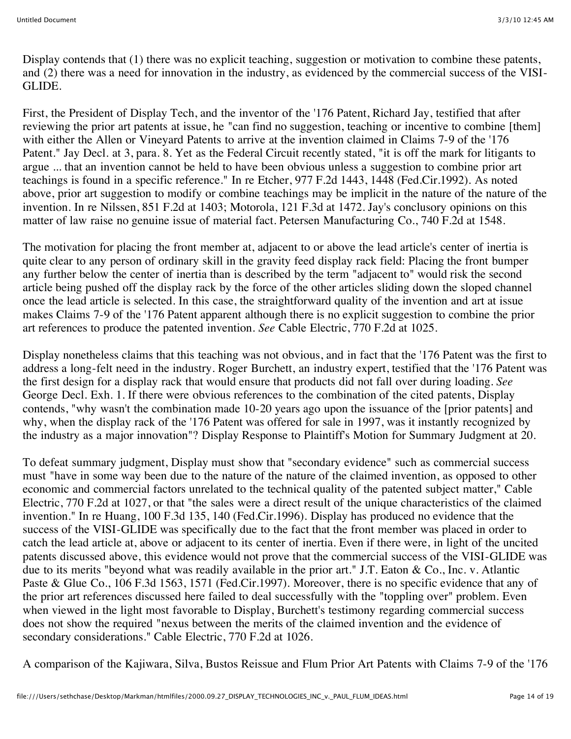Display contends that (1) there was no explicit teaching, suggestion or motivation to combine these patents, and (2) there was a need for innovation in the industry, as evidenced by the commercial success of the VISI-GLIDE.

First, the President of Display Tech, and the inventor of the '176 Patent, Richard Jay, testified that after reviewing the prior art patents at issue, he "can find no suggestion, teaching or incentive to combine [them] with either the Allen or Vineyard Patents to arrive at the invention claimed in Claims 7-9 of the '176 Patent." Jay Decl. at 3, para. 8. Yet as the Federal Circuit recently stated, "it is off the mark for litigants to argue ... that an invention cannot be held to have been obvious unless a suggestion to combine prior art teachings is found in a specific reference." In re Etcher, 977 F.2d 1443, 1448 (Fed.Cir.1992). As noted above, prior art suggestion to modify or combine teachings may be implicit in the nature of the nature of the invention. In re Nilssen, 851 F.2d at 1403; Motorola, 121 F.3d at 1472. Jay's conclusory opinions on this matter of law raise no genuine issue of material fact. Petersen Manufacturing Co., 740 F.2d at 1548.

The motivation for placing the front member at, adjacent to or above the lead article's center of inertia is quite clear to any person of ordinary skill in the gravity feed display rack field: Placing the front bumper any further below the center of inertia than is described by the term "adjacent to" would risk the second article being pushed off the display rack by the force of the other articles sliding down the sloped channel once the lead article is selected. In this case, the straightforward quality of the invention and art at issue makes Claims 7-9 of the '176 Patent apparent although there is no explicit suggestion to combine the prior art references to produce the patented invention. *See* Cable Electric, 770 F.2d at 1025.

Display nonetheless claims that this teaching was not obvious, and in fact that the '176 Patent was the first to address a long-felt need in the industry. Roger Burchett, an industry expert, testified that the '176 Patent was the first design for a display rack that would ensure that products did not fall over during loading. *See* George Decl. Exh. 1. If there were obvious references to the combination of the cited patents, Display contends, "why wasn't the combination made 10-20 years ago upon the issuance of the [prior patents] and why, when the display rack of the '176 Patent was offered for sale in 1997, was it instantly recognized by the industry as a major innovation"? Display Response to Plaintiff's Motion for Summary Judgment at 20.

To defeat summary judgment, Display must show that "secondary evidence" such as commercial success must "have in some way been due to the nature of the nature of the claimed invention, as opposed to other economic and commercial factors unrelated to the technical quality of the patented subject matter," Cable Electric, 770 F.2d at 1027, or that "the sales were a direct result of the unique characteristics of the claimed invention." In re Huang, 100 F.3d 135, 140 (Fed.Cir.1996). Display has produced no evidence that the success of the VISI-GLIDE was specifically due to the fact that the front member was placed in order to catch the lead article at, above or adjacent to its center of inertia. Even if there were, in light of the uncited patents discussed above, this evidence would not prove that the commercial success of the VISI-GLIDE was due to its merits "beyond what was readily available in the prior art." J.T. Eaton & Co., Inc. v. Atlantic Paste & Glue Co., 106 F.3d 1563, 1571 (Fed.Cir.1997). Moreover, there is no specific evidence that any of the prior art references discussed here failed to deal successfully with the "toppling over" problem. Even when viewed in the light most favorable to Display, Burchett's testimony regarding commercial success does not show the required "nexus between the merits of the claimed invention and the evidence of secondary considerations." Cable Electric, 770 F.2d at 1026.

A comparison of the Kajiwara, Silva, Bustos Reissue and Flum Prior Art Patents with Claims 7-9 of the '176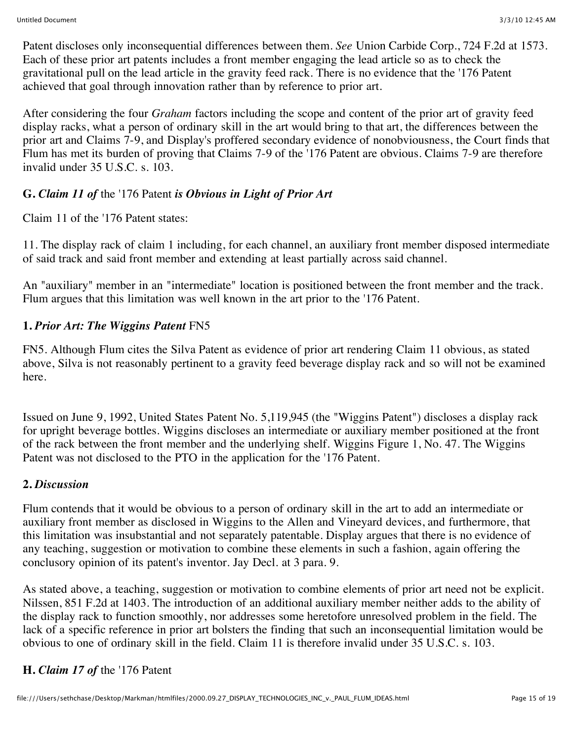Patent discloses only inconsequential differences between them. *See* Union Carbide Corp., 724 F.2d at 1573. Each of these prior art patents includes a front member engaging the lead article so as to check the gravitational pull on the lead article in the gravity feed rack. There is no evidence that the '176 Patent achieved that goal through innovation rather than by reference to prior art.

After considering the four *Graham* factors including the scope and content of the prior art of gravity feed display racks, what a person of ordinary skill in the art would bring to that art, the differences between the prior art and Claims 7-9, and Display's proffered secondary evidence of nonobviousness, the Court finds that Flum has met its burden of proving that Claims 7-9 of the '176 Patent are obvious. Claims 7-9 are therefore invalid under 35 U.S.C. s. 103.

### G. *Claim 11 of* the '176 Patent *is Obvious in Light of Prior Art*

Claim 11 of the '176 Patent states:

11. The display rack of claim 1 including, for each channel, an auxiliary front member disposed intermediate of said track and said front member and extending at least partially across said channel.

An "auxiliary" member in an "intermediate" location is positioned between the front member and the track. Flum argues that this limitation was well known in the art prior to the '176 Patent.

#### 1. *Prior Art: The Wiggins Patent* FN5

FN5. Although Flum cites the Silva Patent as evidence of prior art rendering Claim 11 obvious, as stated above, Silva is not reasonably pertinent to a gravity feed beverage display rack and so will not be examined here.

Issued on June 9, 1992, United States Patent No. 5,119,945 (the "Wiggins Patent") discloses a display rack for upright beverage bottles. Wiggins discloses an intermediate or auxiliary member positioned at the front of the rack between the front member and the underlying shelf. Wiggins Figure 1, No. 47. The Wiggins Patent was not disclosed to the PTO in the application for the '176 Patent.

#### 2. *Discussion*

Flum contends that it would be obvious to a person of ordinary skill in the art to add an intermediate or auxiliary front member as disclosed in Wiggins to the Allen and Vineyard devices, and furthermore, that this limitation was insubstantial and not separately patentable. Display argues that there is no evidence of any teaching, suggestion or motivation to combine these elements in such a fashion, again offering the conclusory opinion of its patent's inventor. Jay Decl. at 3 para. 9.

As stated above, a teaching, suggestion or motivation to combine elements of prior art need not be explicit. Nilssen, 851 F.2d at 1403. The introduction of an additional auxiliary member neither adds to the ability of the display rack to function smoothly, nor addresses some heretofore unresolved problem in the field. The lack of a specific reference in prior art bolsters the finding that such an inconsequential limitation would be obvious to one of ordinary skill in the field. Claim 11 is therefore invalid under 35 U.S.C. s. 103.

### H. *Claim 17 of* the '176 Patent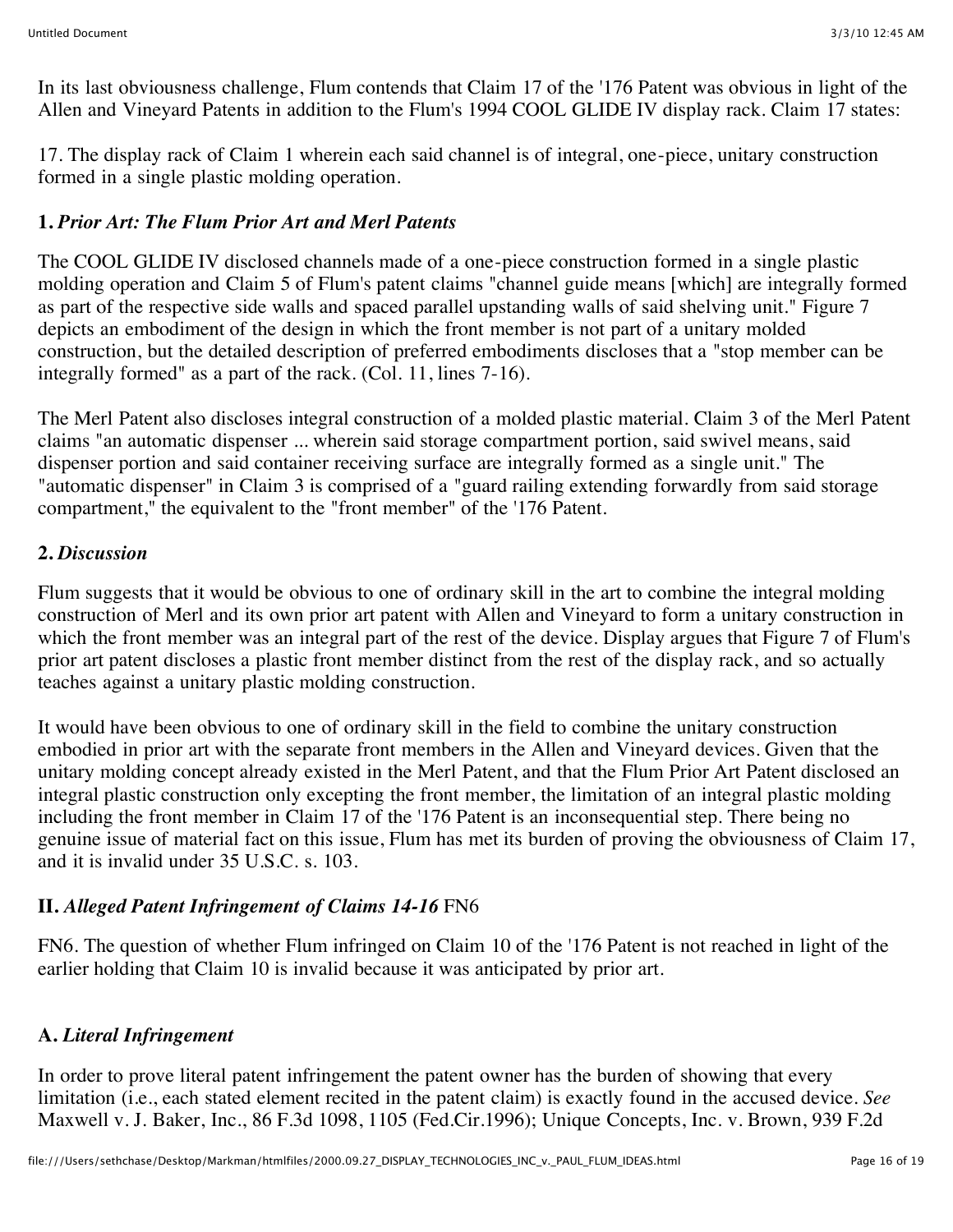In its last obviousness challenge, Flum contends that Claim 17 of the '176 Patent was obvious in light of the Allen and Vineyard Patents in addition to the Flum's 1994 COOL GLIDE IV display rack. Claim 17 states:

17. The display rack of Claim 1 wherein each said channel is of integral, one-piece, unitary construction formed in a single plastic molding operation.

**1.** ***Prior Art: The Flum Prior Art and Merl Patents***

The COOL GLIDE IV disclosed channels made of a one-piece construction formed in a single plastic molding operation and Claim 5 of Flum's patent claims "channel guide means [which] are integrally formed as part of the respective side walls and spaced parallel upstanding walls of said shelving unit." Figure 7 depicts an embodiment of the design in which the front member is not part of a unitary molded construction, but the detailed description of preferred embodiments discloses that a "stop member can be integrally formed" as a part of the rack. (Col. 11, lines 7-16).

The Merl Patent also discloses integral construction of a molded plastic material. Claim 3 of the Merl Patent claims "an automatic dispenser ... wherein said storage compartment portion, said swivel means, said dispenser portion and said container receiving surface are integrally formed as a single unit." The "automatic dispenser" in Claim 3 is comprised of a "guard railing extending forwardly from said storage compartment," the equivalent to the "front member" of the '176 Patent.

**2.** ***Discussion***

Flum suggests that it would be obvious to one of ordinary skill in the art to combine the integral molding construction of Merl and its own prior art patent with Allen and Vineyard to form a unitary construction in which the front member was an integral part of the rest of the device. Display argues that Figure 7 of Flum's prior art patent discloses a plastic front member distinct from the rest of the display rack, and so actually teaches against a unitary plastic molding construction.

It would have been obvious to one of ordinary skill in the field to combine the unitary construction embodied in prior art with the separate front members in the Allen and Vineyard devices. Given that the unitary molding concept already existed in the Merl Patent, and that the Flum Prior Art Patent disclosed an integral plastic construction only excepting the front member, the limitation of an integral plastic molding including the front member in Claim 17 of the '176 Patent is an inconsequential step. There being no genuine issue of material fact on this issue, Flum has met its burden of proving the obviousness of Claim 17, and it is invalid under 35 U.S.C. s. 103.

**II.** ***Alleged Patent Infringement of Claims 14-16*** FN6

FN6. The question of whether Flum infringed on Claim 10 of the '176 Patent is not reached in light of the earlier holding that Claim 10 is invalid because it was anticipated by prior art.

**A.** ***Literal Infringement***

In order to prove literal patent infringement the patent owner has the burden of showing that every limitation (i.e., each stated element recited in the patent claim) is exactly found in the accused device. *See* Maxwell v. J. Baker, Inc., 86 F.3d 1098, 1105 (Fed.Cir.1996); Unique Concepts, Inc. v. Brown, 939 F.2d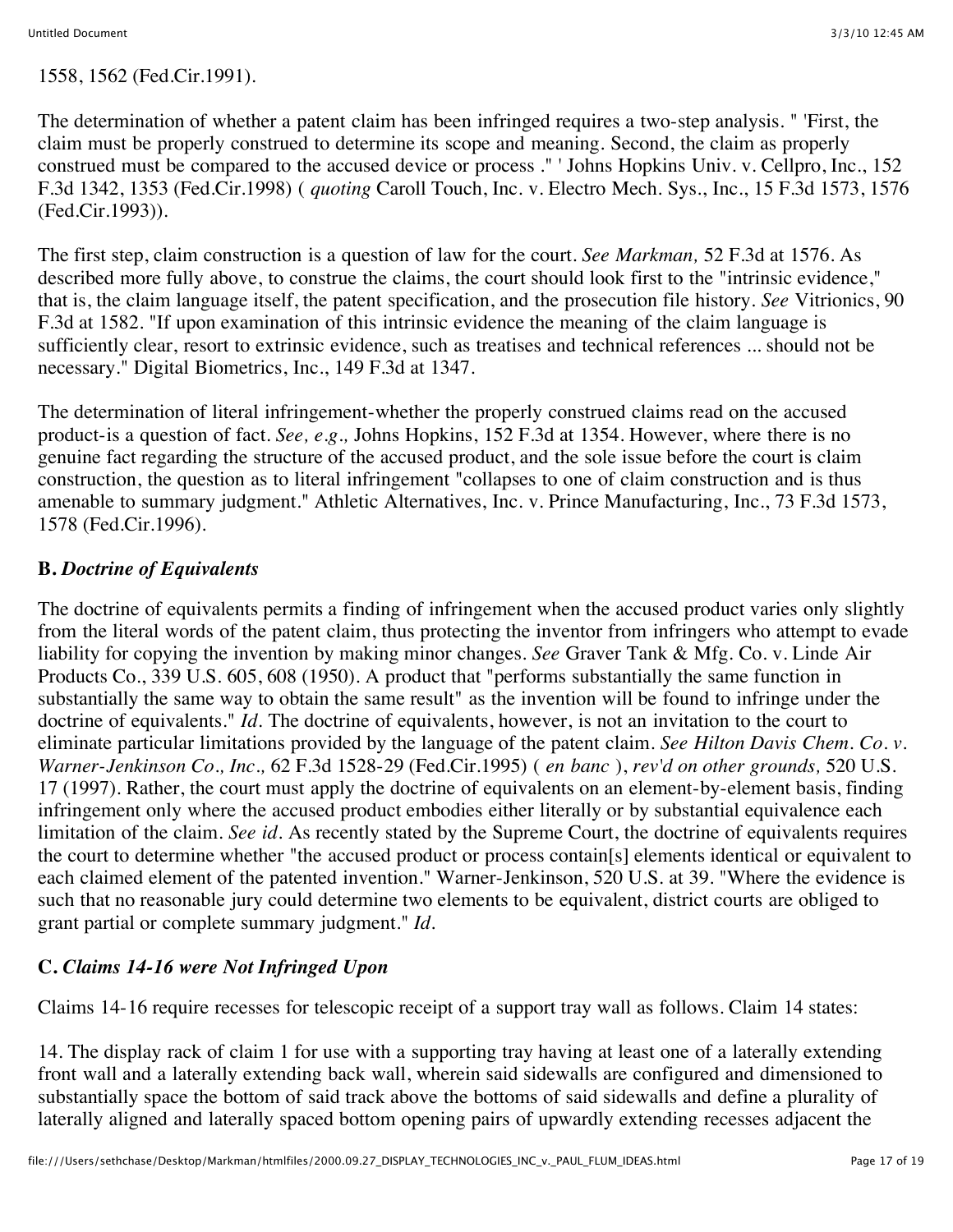1558, 1562 (Fed.Cir.1991).

The determination of whether a patent claim has been infringed requires a two-step analysis. " 'First, the claim must be properly construed to determine its scope and meaning. Second, the claim as properly construed must be compared to the accused device or process ." ' Johns Hopkins Univ. v. Cellpro, Inc., 152 F.3d 1342, 1353 (Fed.Cir.1998) ( *quoting* Caroll Touch, Inc. v. Electro Mech. Sys., Inc., 15 F.3d 1573, 1576 (Fed.Cir.1993)).

The first step, claim construction is a question of law for the court. *See Markman,* 52 F.3d at 1576. As described more fully above, to construe the claims, the court should look first to the "intrinsic evidence," that is, the claim language itself, the patent specification, and the prosecution file history. *See* Vitrionics, 90 F.3d at 1582. "If upon examination of this intrinsic evidence the meaning of the claim language is sufficiently clear, resort to extrinsic evidence, such as treatises and technical references ... should not be necessary." Digital Biometrics, Inc., 149 F.3d at 1347.

The determination of literal infringement-whether the properly construed claims read on the accused product-is a question of fact. *See, e.g.,* Johns Hopkins, 152 F.3d at 1354. However, where there is no genuine fact regarding the structure of the accused product, and the sole issue before the court is claim construction, the question as to literal infringement "collapses to one of claim construction and is thus amenable to summary judgment." Athletic Alternatives, Inc. v. Prince Manufacturing, Inc., 73 F.3d 1573, 1578 (Fed.Cir.1996).

### B. *Doctrine of Equivalents*

The doctrine of equivalents permits a finding of infringement when the accused product varies only slightly from the literal words of the patent claim, thus protecting the inventor from infringers who attempt to evade liability for copying the invention by making minor changes. *See* Graver Tank & Mfg. Co. v. Linde Air Products Co., 339 U.S. 605, 608 (1950). A product that "performs substantially the same function in substantially the same way to obtain the same result" as the invention will be found to infringe under the doctrine of equivalents." *Id.* The doctrine of equivalents, however, is not an invitation to the court to eliminate particular limitations provided by the language of the patent claim. *See Hilton Davis Chem. Co. v. Warner-Jenkinson Co., Inc.,* 62 F.3d 1528-29 (Fed.Cir.1995) ( *en banc* ), *rev'd on other grounds,* 520 U.S. 17 (1997). Rather, the court must apply the doctrine of equivalents on an element-by-element basis, finding infringement only where the accused product embodies either literally or by substantial equivalence each limitation of the claim. *See id.* As recently stated by the Supreme Court, the doctrine of equivalents requires the court to determine whether "the accused product or process contain[s] elements identical or equivalent to each claimed element of the patented invention." Warner-Jenkinson, 520 U.S. at 39. "Where the evidence is such that no reasonable jury could determine two elements to be equivalent, district courts are obliged to grant partial or complete summary judgment." *Id.*

### C. *Claims 14-16 were Not Infringed Upon*

Claims 14-16 require recesses for telescopic receipt of a support tray wall as follows. Claim 14 states:

14. The display rack of claim 1 for use with a supporting tray having at least one of a laterally extending front wall and a laterally extending back wall, wherein said sidewalls are configured and dimensioned to substantially space the bottom of said track above the bottoms of said sidewalls and define a plurality of laterally aligned and laterally spaced bottom opening pairs of upwardly extending recesses adjacent the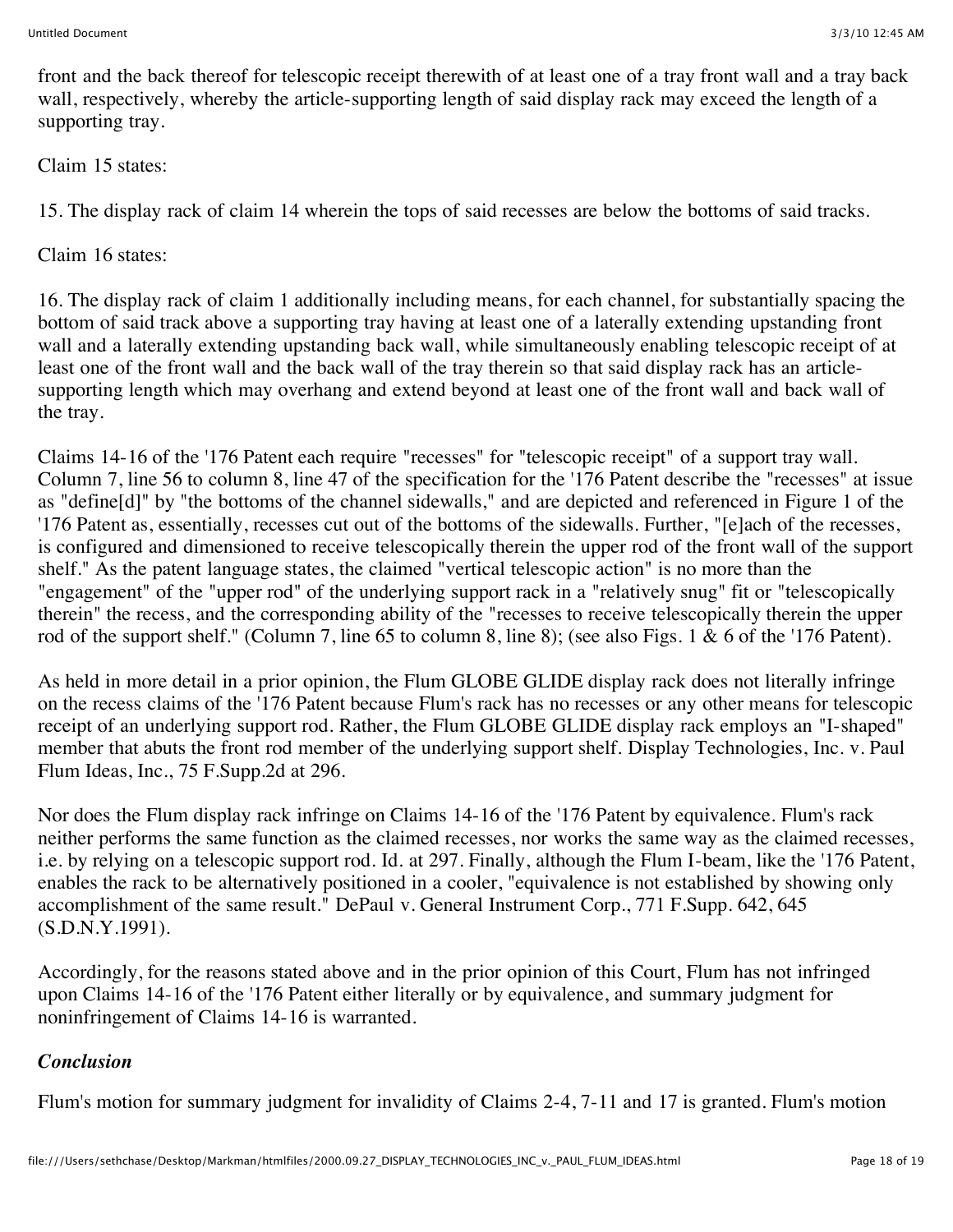front and the back thereof for telescopic receipt therewith of at least one of a tray front wall and a tray back wall, respectively, whereby the article-supporting length of said display rack may exceed the length of a supporting tray.

Claim 15 states:

15. The display rack of claim 14 wherein the tops of said recesses are below the bottoms of said tracks.

Claim 16 states:

16. The display rack of claim 1 additionally including means, for each channel, for substantially spacing the bottom of said track above a supporting tray having at least one of a laterally extending upstanding front wall and a laterally extending upstanding back wall, while simultaneously enabling telescopic receipt of at least one of the front wall and the back wall of the tray therein so that said display rack has an article-supporting length which may overhang and extend beyond at least one of the front wall and back wall of the tray.

Claims 14-16 of the '176 Patent each require "recesses" for "telescopic receipt" of a support tray wall. Column 7, line 56 to column 8, line 47 of the specification for the '176 Patent describe the "recesses" at issue as "define[d]" by "the bottoms of the channel sidewalls," and are depicted and referenced in Figure 1 of the '176 Patent as, essentially, recesses cut out of the bottoms of the sidewalls. Further, "[e]ach of the recesses, is configured and dimensioned to receive telescopically therein the upper rod of the front wall of the support shelf." As the patent language states, the claimed "vertical telescopic action" is no more than the "engagement" of the "upper rod" of the underlying support rack in a "relatively snug" fit or "telescopically therein" the recess, and the corresponding ability of the "recesses to receive telescopically therein the upper rod of the support shelf." (Column 7, line 65 to column 8, line 8); (see also Figs. 1 & 6 of the '176 Patent).

As held in more detail in a prior opinion, the Flum GLOBE GLIDE display rack does not literally infringe on the recess claims of the '176 Patent because Flum's rack has no recesses or any other means for telescopic receipt of an underlying support rod. Rather, the Flum GLOBE GLIDE display rack employs an "I-shaped" member that abuts the front rod member of the underlying support shelf. Display Technologies, Inc. v. Paul Flum Ideas, Inc., 75 F.Supp.2d at 296.

Nor does the Flum display rack infringe on Claims 14-16 of the '176 Patent by equivalence. Flum's rack neither performs the same function as the claimed recesses, nor works the same way as the claimed recesses, i.e. by relying on a telescopic support rod. Id. at 297. Finally, although the Flum I-beam, like the '176 Patent, enables the rack to be alternatively positioned in a cooler, "equivalence is not established by showing only accomplishment of the same result." DePaul v. General Instrument Corp., 771 F.Supp. 642, 645 (S.D.N.Y.1991).

Accordingly, for the reasons stated above and in the prior opinion of this Court, Flum has not infringed upon Claims 14-16 of the '176 Patent either literally or by equivalence, and summary judgment for noninfringement of Claims 14-16 is warranted.

### *Conclusion*

Flum's motion for summary judgment for invalidity of Claims 2-4, 7-11 and 17 is granted. Flum's motion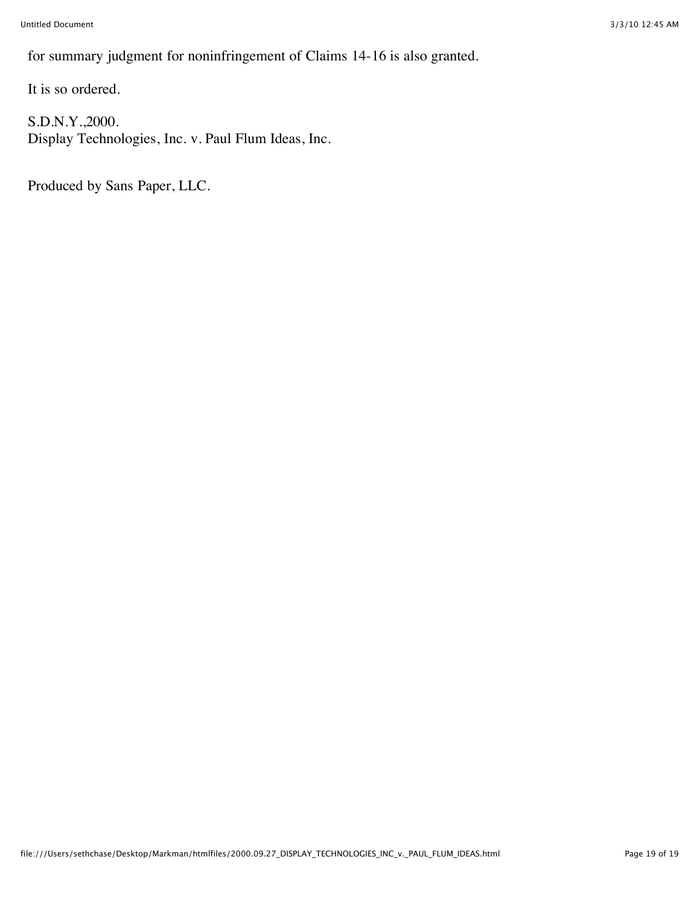for summary judgment for noninfringement of Claims 14-16 is also granted.

It is so ordered.

S.D.N.Y.,2000.
Display Technologies, Inc. v. Paul Flum Ideas, Inc.

Produced by Sans Paper, LLC.